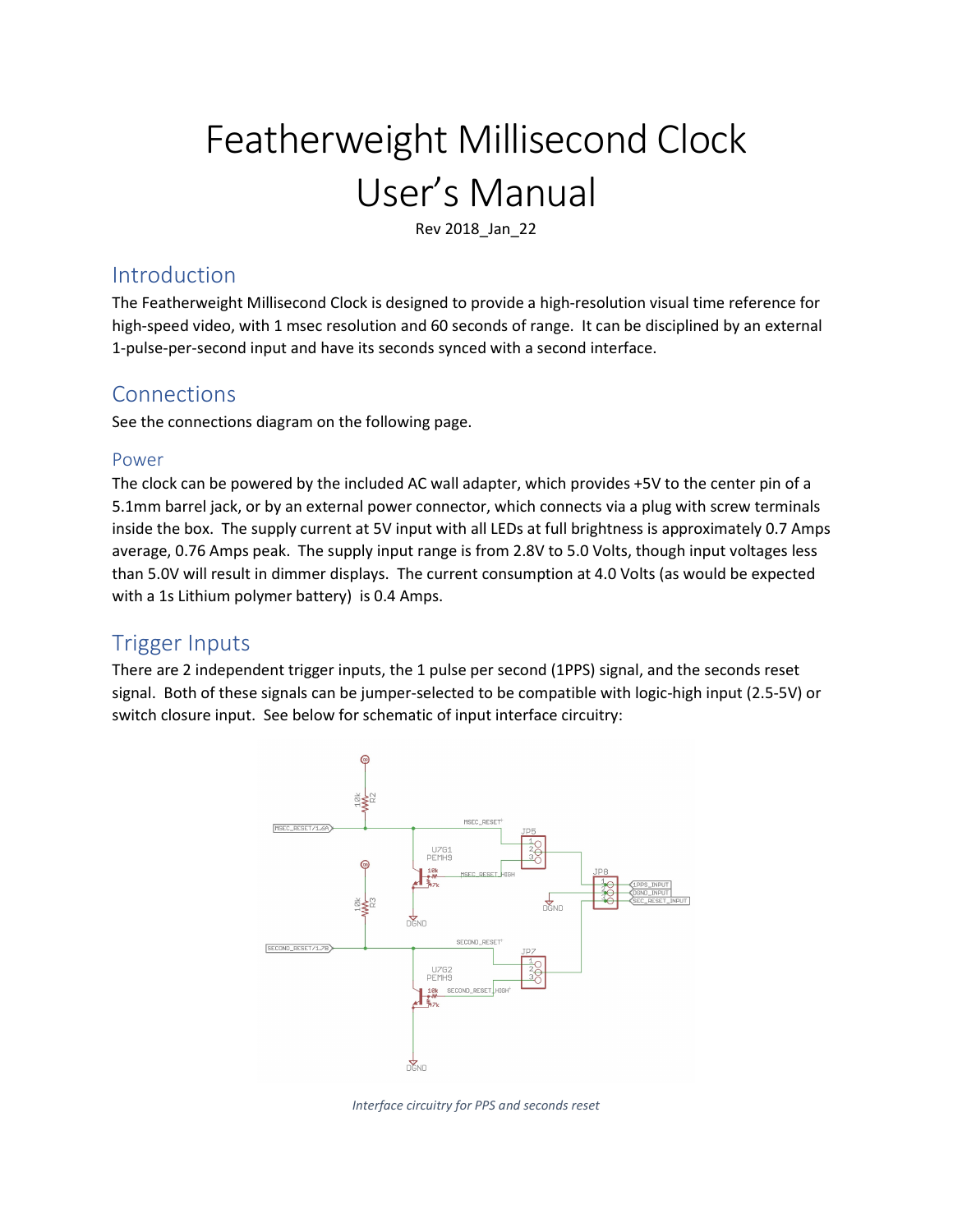# Featherweight Millisecond Clock User's Manual

Rev 2018_Jan_22

## Introduction

The Featherweight Millisecond Clock is designed to provide a high-resolution visual time reference for high-speed video, with 1 msec resolution and 60 seconds of range. It can be disciplined by an external 1-pulse-per-second input and have its seconds synced with a second interface.

## Connections

See the connections diagram on the following page.

### Power

The clock can be powered by the included AC wall adapter, which provides +5V to the center pin of a 5.1mm barrel jack, or by an external power connector, which connects via a plug with screw terminals inside the box. The supply current at 5V input with all LEDs at full brightness is approximately 0.7 Amps average, 0.76 Amps peak. The supply input range is from 2.8V to 5.0 Volts, though input voltages less than 5.0V will result in dimmer displays. The current consumption at 4.0 Volts (as would be expected with a 1s Lithium polymer battery) is 0.4 Amps.

## Trigger Inputs

There are 2 independent trigger inputs, the 1 pulse per second (1PPS) signal, and the seconds reset signal. Both of these signals can be jumper-selected to be compatible with logic-high input (2.5-5V) or switch closure input. See below for schematic of input interface circuitry:

*Interface circuitry for PPS and seconds reset*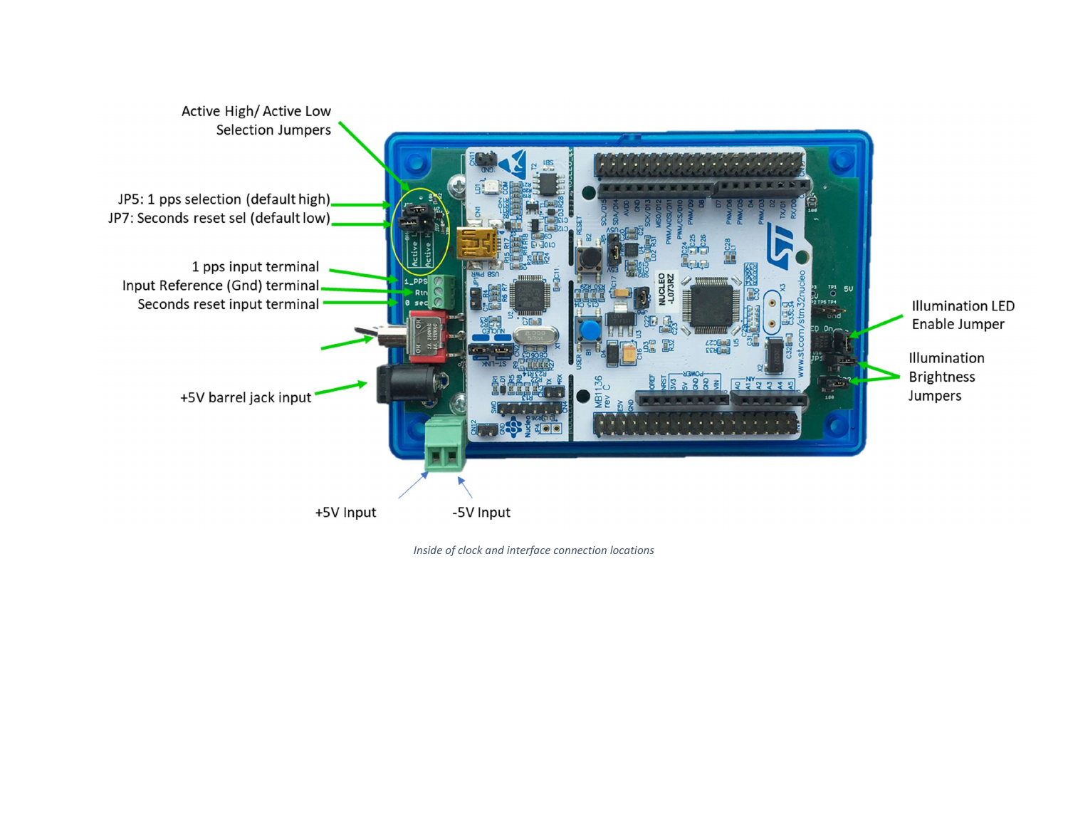Active High/ Active Low Selection Jumpers

JP5: 1 pps selection (default high)

JP7: Seconds reset sel (default low)

1 pps input terminal

Input Reference (Gnd) terminal

Seconds reset input terminal

+5V barrel jack input

+5V Input

-5V Input

Illumination LED Enable Jumper

Illumination Brightness Jumpers

*Inside of clock and interface connection locations*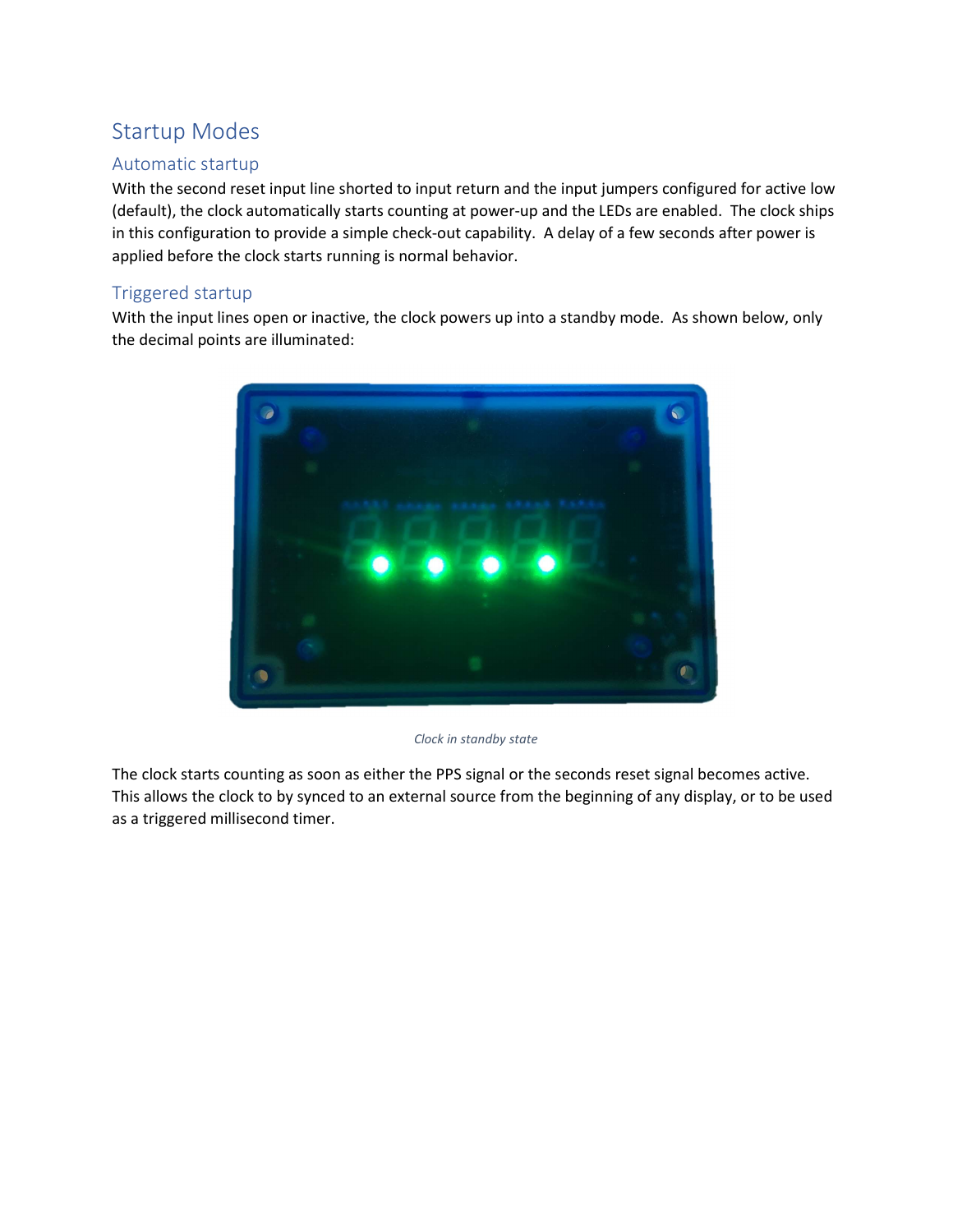# Startup Modes

## Automatic startup

With the second reset input line shorted to input return and the input jumpers configured for active low (default), the clock automatically starts counting at power-up and the LEDs are enabled. The clock ships in this configuration to provide a simple check-out capability. A delay of a few seconds after power is applied before the clock starts running is normal behavior.

## Triggered startup

With the input lines open or inactive, the clock powers up into a standby mode. As shown below, only the decimal points are illuminated:

*Clock in standby state*

The clock starts counting as soon as either the PPS signal or the seconds reset signal becomes active. This allows the clock to by synced to an external source from the beginning of any display, or to be used as a triggered millisecond timer.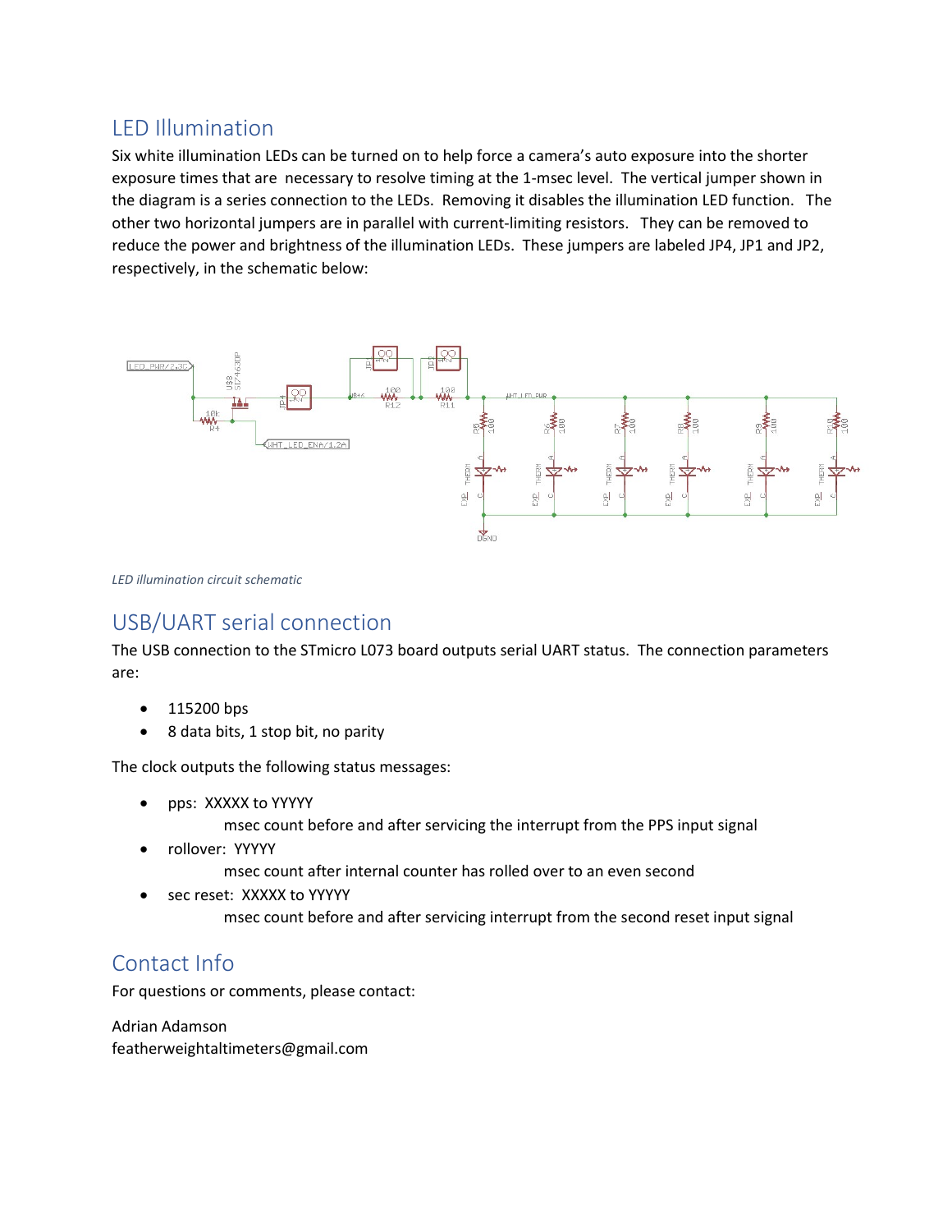## LED Illumination

Six white illumination LEDs can be turned on to help force a camera's auto exposure into the shorter exposure times that are necessary to resolve timing at the 1-msec level. The vertical jumper shown in the diagram is a series connection to the LEDs. Removing it disables the illumination LED function. The other two horizontal jumpers are in parallel with current-limiting resistors. They can be removed to reduce the power and brightness of the illumination LEDs. These jumpers are labeled JP4, JP1 and JP2, respectively, in the schematic below:

*LED illumination circuit schematic*

## USB/UART serial connection

The USB connection to the STmicro L073 board outputs serial UART status. The connection parameters are:

- 115200 bps
- 8 data bits, 1 stop bit, no parity

The clock outputs the following status messages:

- pps: XXXXX to YYYYY
  msec count before and after servicing the interrupt from the PPS input signal
- rollover: YYYYY
  msec count after internal counter has rolled over to an even second
- sec reset: XXXXX to YYYYY
  msec count before and after servicing interrupt from the second reset input signal

## Contact Info

For questions or comments, please contact:

Adrian Adamson
featherweightaltimeters@gmail.com